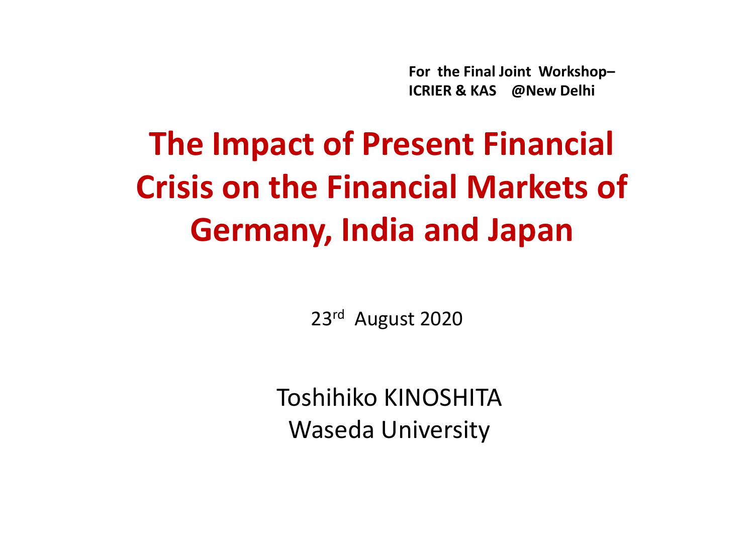**For the Final Joint Workshop–**
**ICRIER & KAS @New Delhi**

# The Impact of Present Financial Crisis on the Financial Markets of Germany, India and Japan

23rd August 2020

Toshihiko KINOSHITA
Waseda University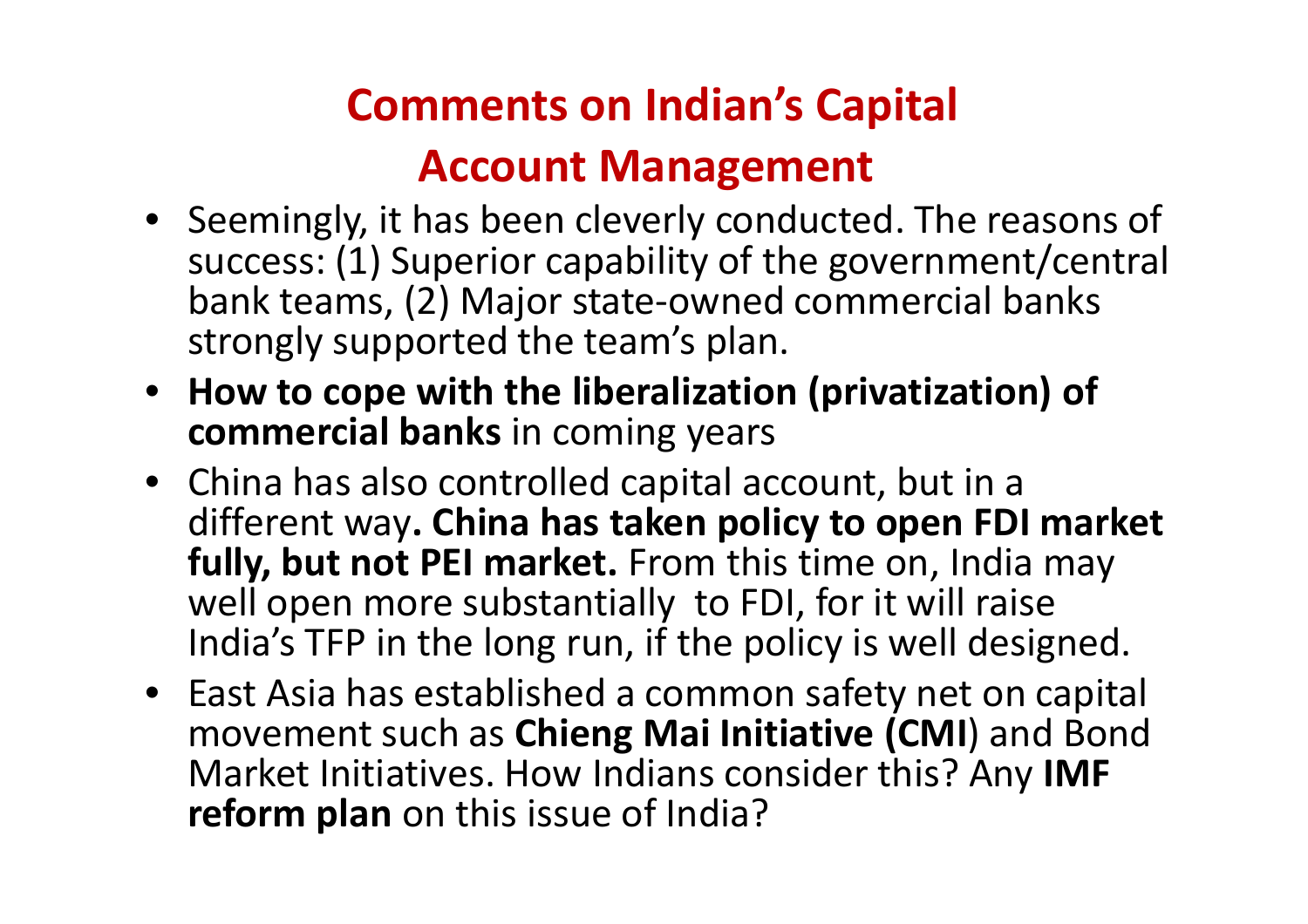# Comments on Indian's Capital Account Management

- Seemingly, it has been cleverly conducted. The reasons of success: (1) Superior capability of the government/central bank teams, (2) Major state-owned commercial banks strongly supported the team's plan.
- **How to cope with the liberalization (privatization) of commercial banks** in coming years
- China has also controlled capital account, but in a different way**. China has taken policy to open FDI market fully, but not PEI market.** From this time on, India may well open more substantially to FDI, for it will raise India's TFP in the long run, if the policy is well designed.
- East Asia has established a common safety net on capital movement such as **Chieng Mai Initiative (CMI**) and Bond Market Initiatives. How Indians consider this? Any **IMF reform plan** on this issue of India?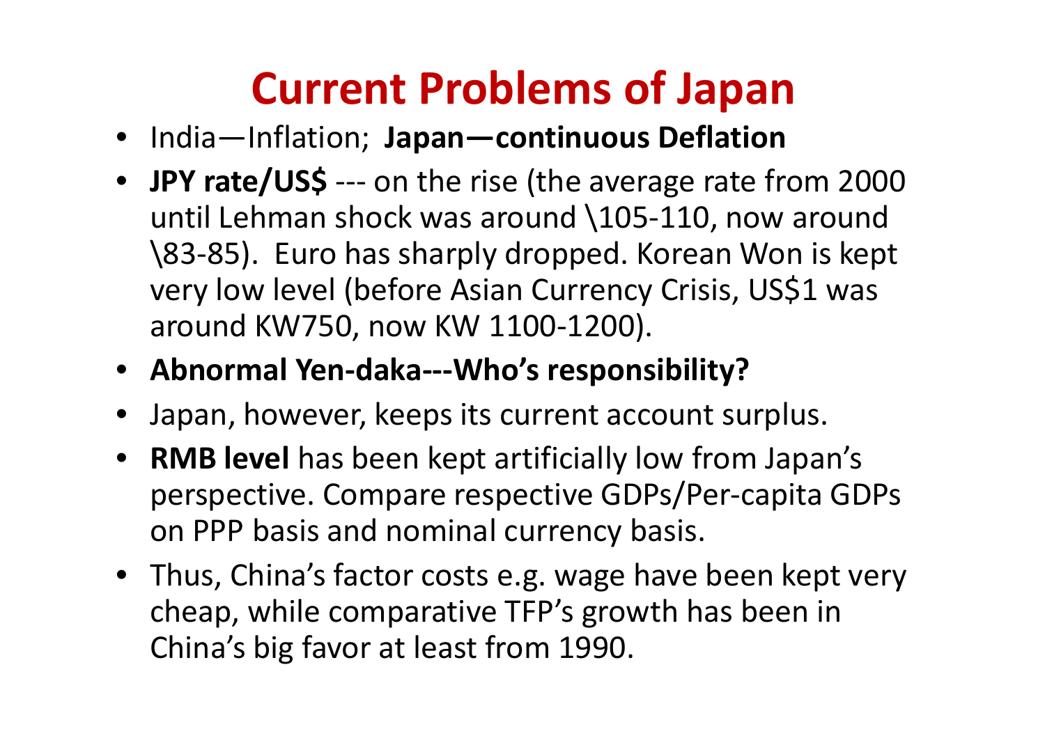# Current Problems of Japan

- India—Inflation; **Japan—continuous Deflation**
- **JPY rate/US$** --- on the rise (the average rate from 2000 until Lehman shock was around \105-110, now around \83-85). Euro has sharply dropped. Korean Won is kept very low level (before Asian Currency Crisis, US$1 was around KW750, now KW 1100-1200).
- **Abnormal Yen-daka---Who's responsibility?**
- Japan, however, keeps its current account surplus.
- **RMB level** has been kept artificially low from Japan's perspective. Compare respective GDPs/Per-capita GDPs on PPP basis and nominal currency basis.
- Thus, China's factor costs e.g. wage have been kept very cheap, while comparative TFP's growth has been in China's big favor at least from 1990.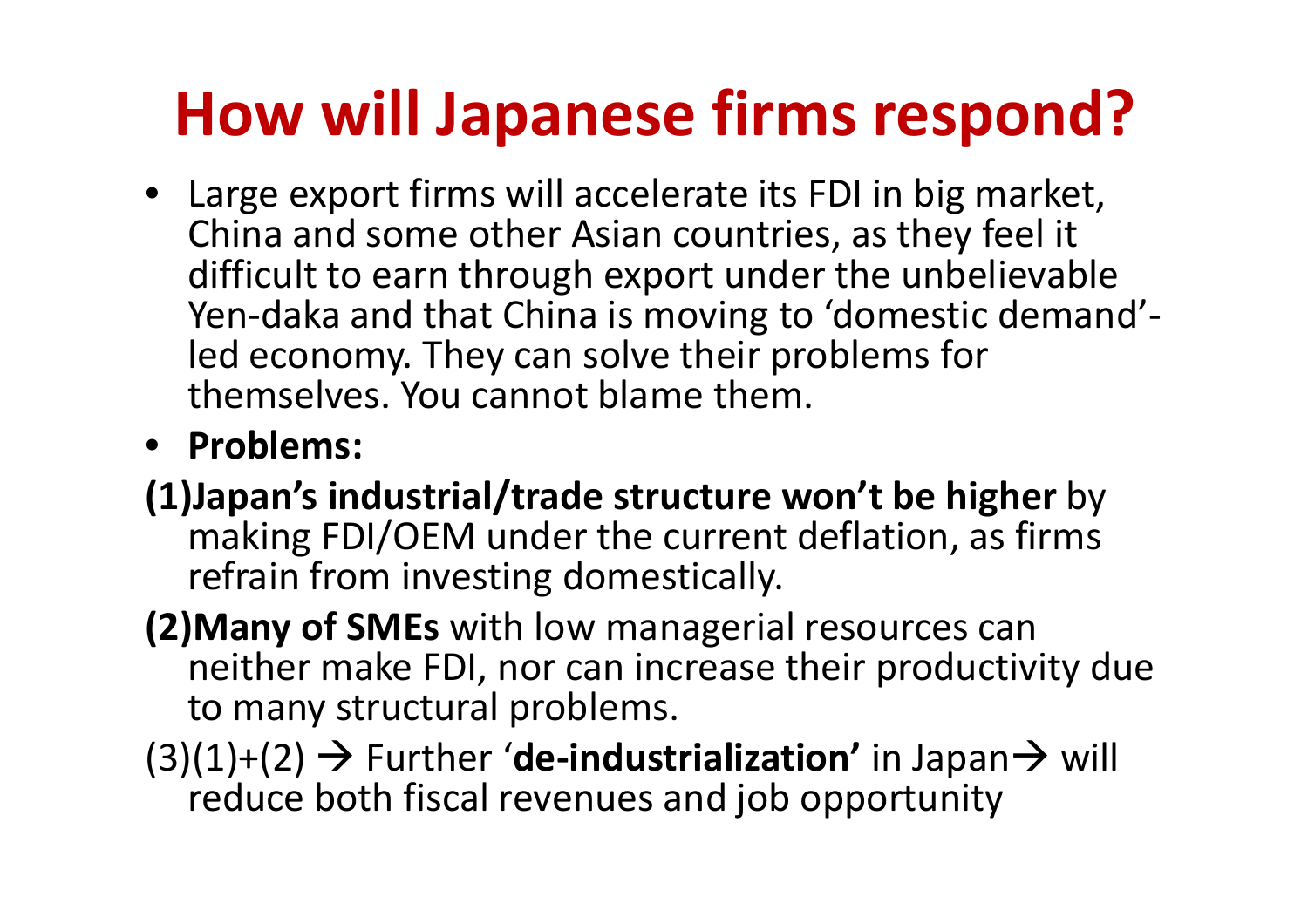# How will Japanese firms respond?

- Large export firms will accelerate its FDI in big market, China and some other Asian countries, as they feel it difficult to earn through export under the unbelievable Yen-daka and that China is moving to 'domestic demand'-led economy. They can solve their problems for themselves. You cannot blame them.
- **Problems:**

**(1)Japan's industrial/trade structure won't be higher** by making FDI/OEM under the current deflation, as firms refrain from investing domestically.

**(2)Many of SMEs** with low managerial resources can neither make FDI, nor can increase their productivity due to many structural problems.

(3)(1)+(2) → Further '**de-industrialization'** in Japan→ will reduce both fiscal revenues and job opportunity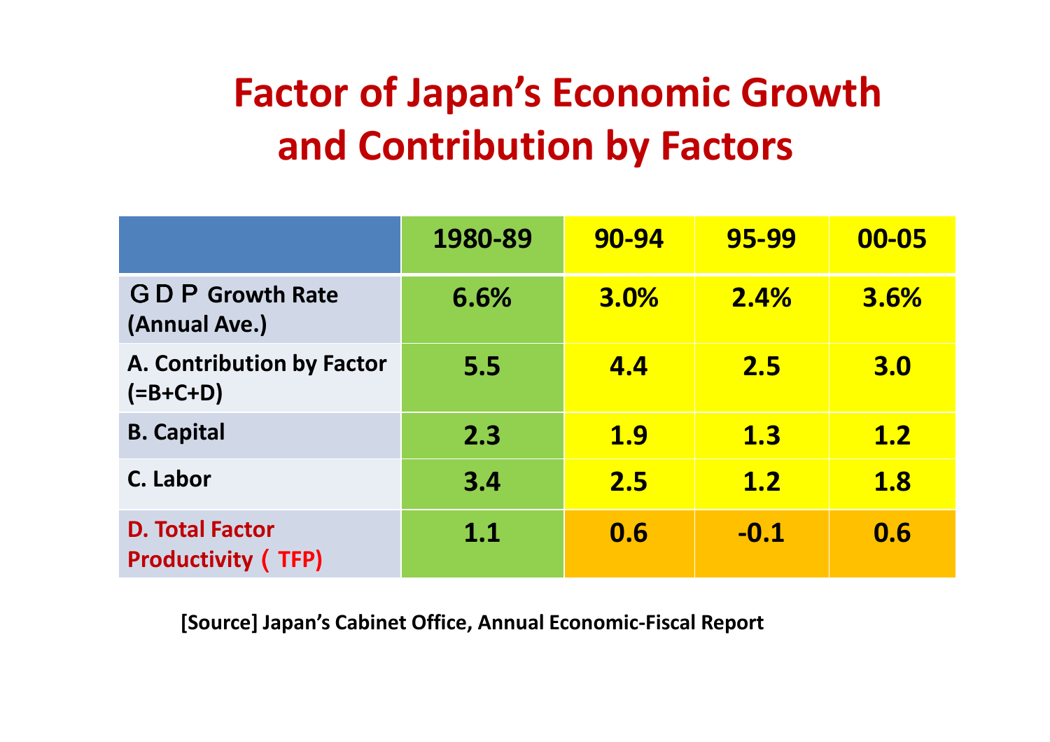# Factor of Japan's Economic Growth and Contribution by Factors

| | 1980-89 | 90-94 | 95-99 | 00-05 |
|---|---|---|---|---|
| ＧＤＰ Growth Rate (Annual Ave.) | 6.6% | 3.0% | 2.4% | 3.6% |
| A. Contribution by Factor (=B+C+D) | 5.5 | 4.4 | 2.5 | 3.0 |
| B. Capital | 2.3 | 1.9 | 1.3 | 1.2 |
| C. Labor | 3.4 | 2.5 | 1.2 | 1.8 |
| D. Total Factor Productivity（TFP) | 1.1 | 0.6 | -0.1 | 0.6 |

**[Source] Japan's Cabinet Office, Annual Economic-Fiscal Report**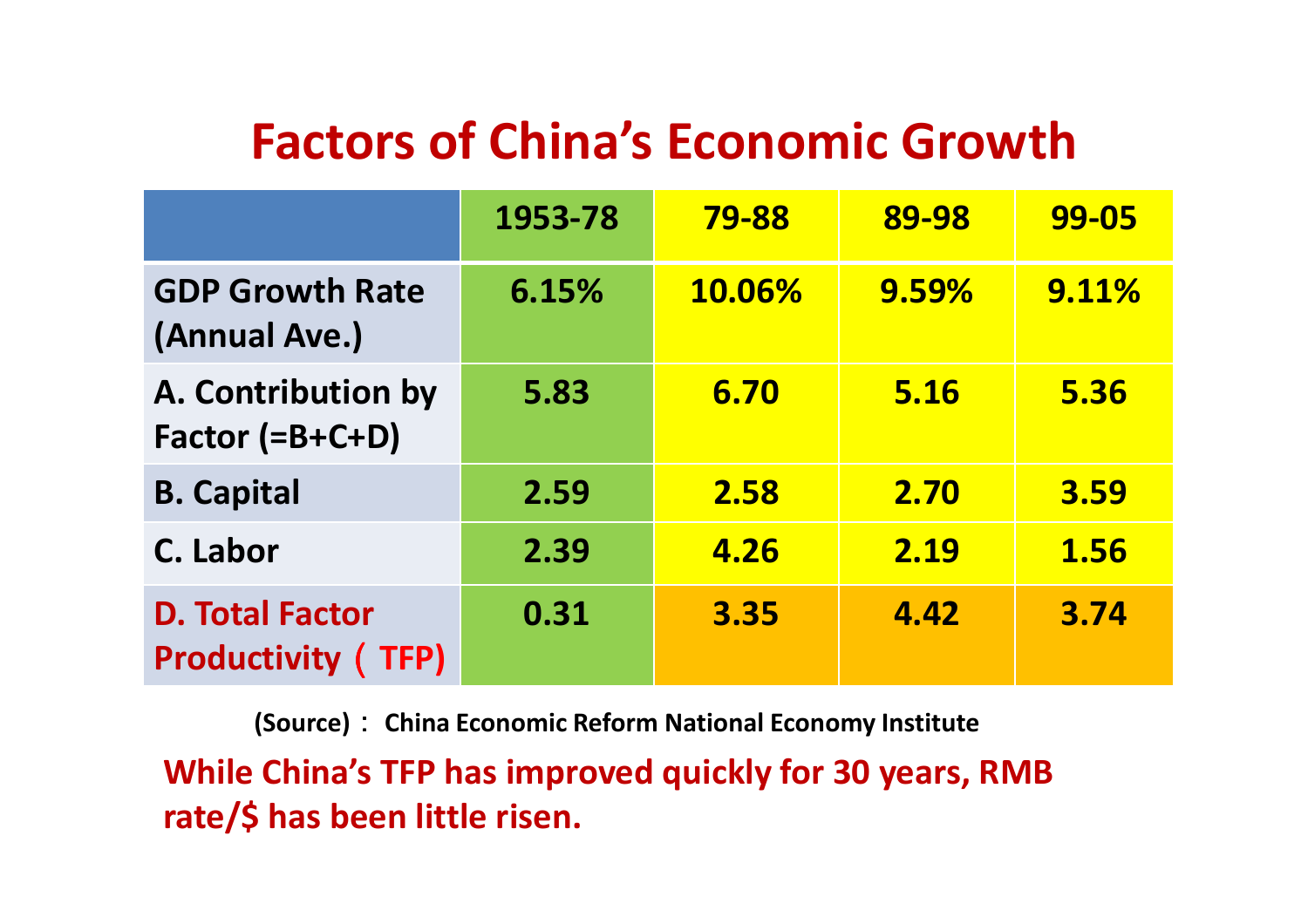# Factors of China's Economic Growth

| | 1953-78 | 79-88 | 89-98 | 99-05 |
|---|---|---|---|---|
| GDP Growth Rate (Annual Ave.) | 6.15% | 10.06% | 9.59% | 9.11% |
| A. Contribution by Factor (=B+C+D) | 5.83 | 6.70 | 5.16 | 5.36 |
| B. Capital | 2.59 | 2.58 | 2.70 | 3.59 |
| C. Labor | 2.39 | 4.26 | 2.19 | 1.56 |
| D. Total Factor Productivity（TFP) | 0.31 | 3.35 | 4.42 | 3.74 |

(Source)： China Economic Reform National Economy Institute

**While China's TFP has improved quickly for 30 years, RMB rate/$ has been little risen.**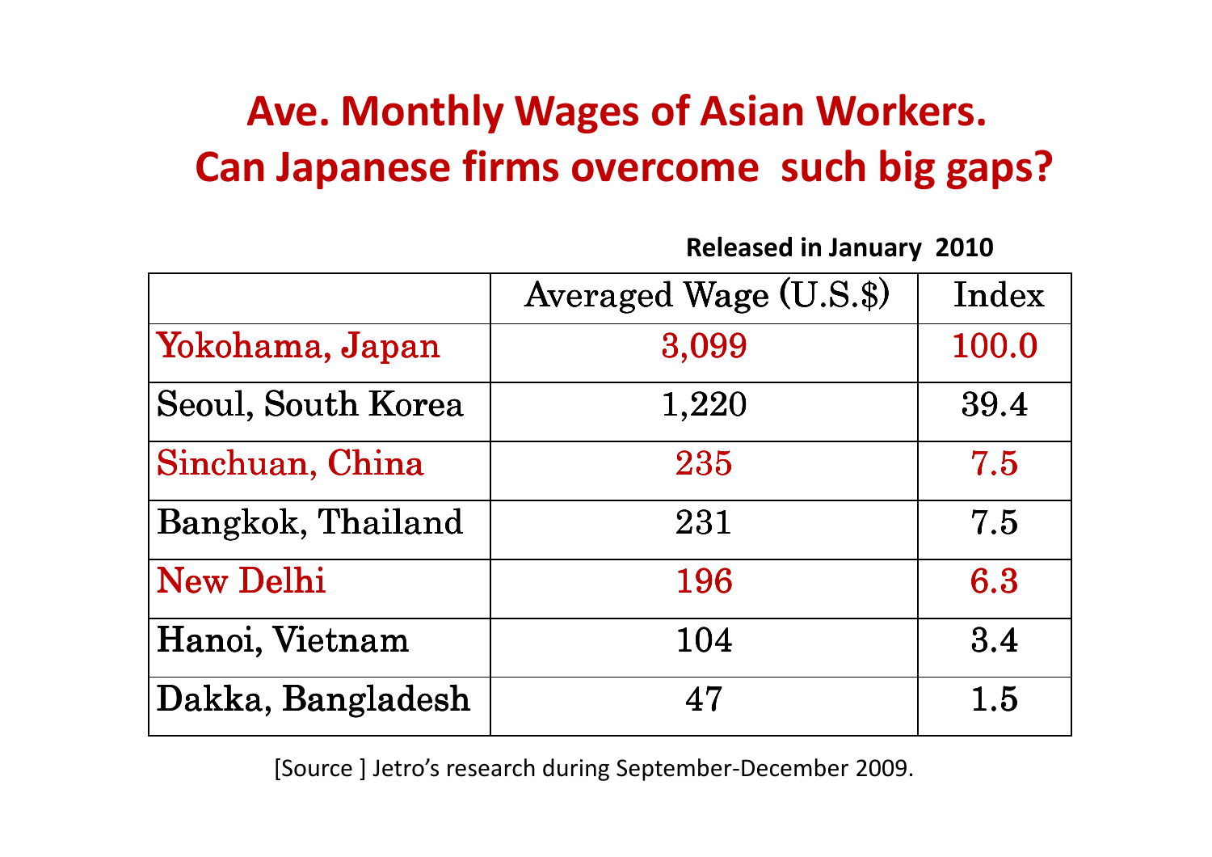# Ave. Monthly Wages of Asian Workers. Can Japanese firms overcome such big gaps?

**Released in January 2010**

| | Averaged Wage (U.S.$) | Index |
|---|---|---|
| Yokohama, Japan | 3,099 | 100.0 |
| Seoul, South Korea | 1,220 | 39.4 |
| Sinchuan, China | 235 | 7.5 |
| Bangkok, Thailand | 231 | 7.5 |
| New Delhi | 196 | 6.3 |
| Hanoi, Vietnam | 104 | 3.4 |
| Dakka, Bangladesh | 47 | 1.5 |

[Source ] Jetro's research during September-December 2009.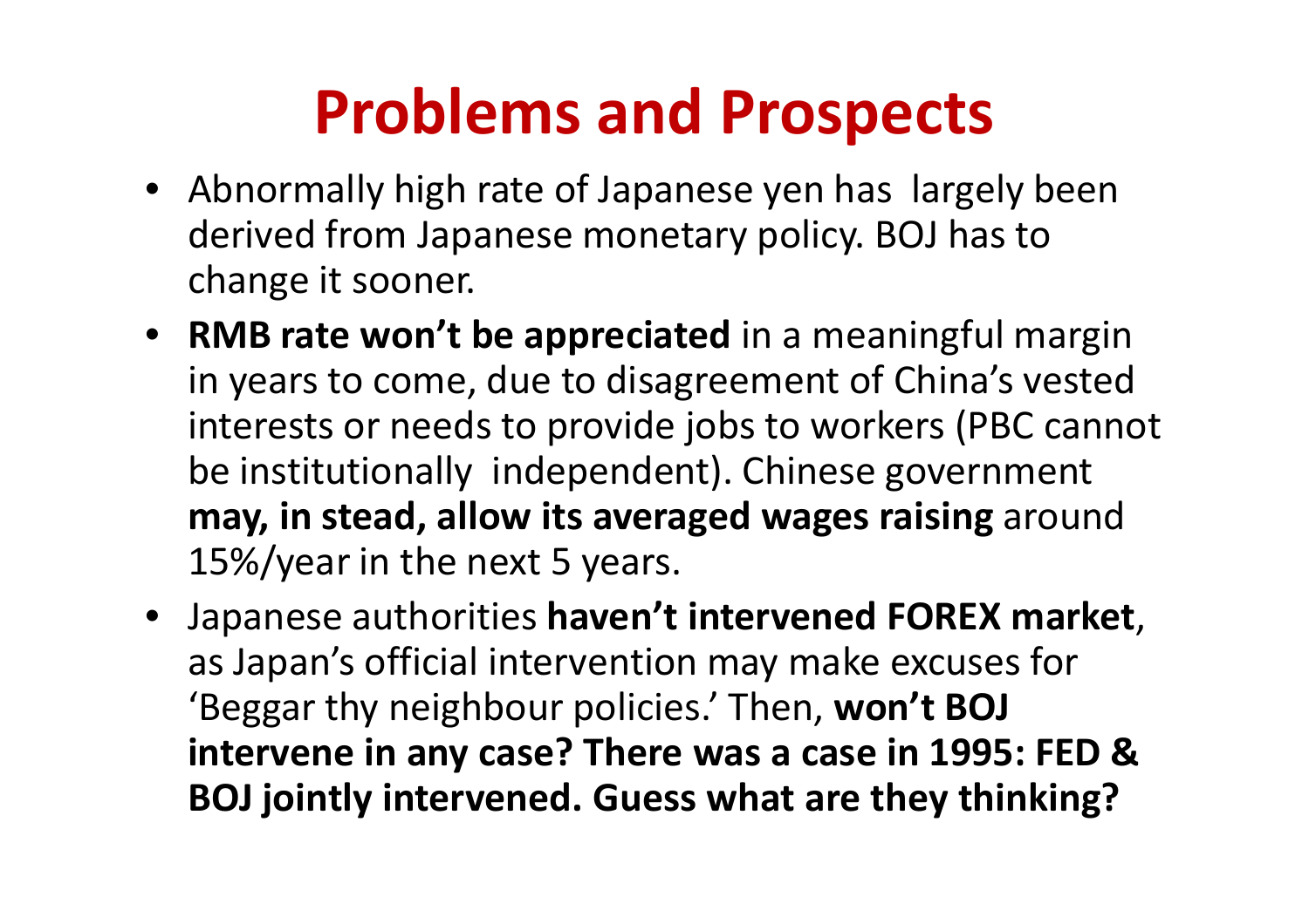# Problems and Prospects

- Abnormally high rate of Japanese yen has largely been derived from Japanese monetary policy. BOJ has to change it sooner.
- **RMB rate won't be appreciated** in a meaningful margin in years to come, due to disagreement of China's vested interests or needs to provide jobs to workers (PBC cannot be institutionally independent). Chinese government **may, in stead, allow its averaged wages raising** around 15%/year in the next 5 years.
- Japanese authorities **haven't intervened FOREX market**, as Japan's official intervention may make excuses for 'Beggar thy neighbour policies.' Then, **won't BOJ intervene in any case? There was a case in 1995: FED & BOJ jointly intervened. Guess what are they thinking?**